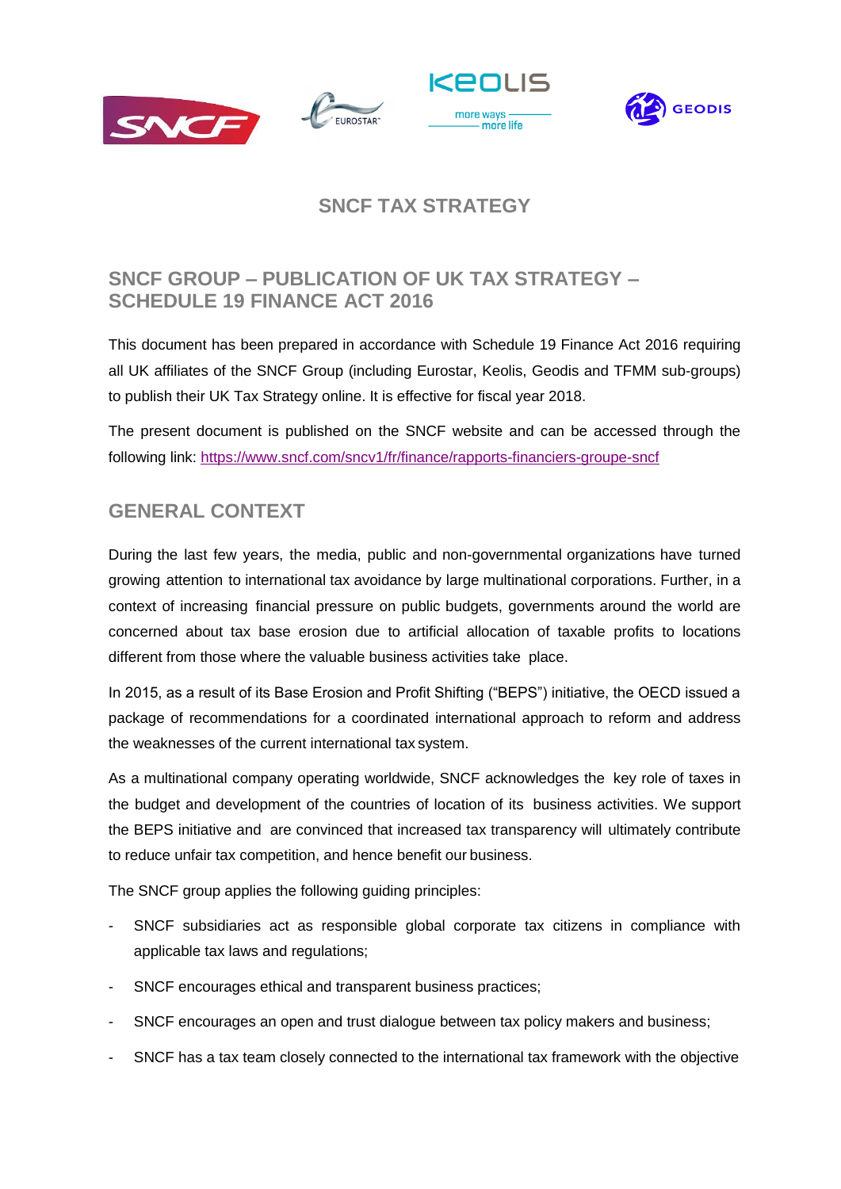# SNCF TAX STRATEGY

## SNCF GROUP – PUBLICATION OF UK TAX STRATEGY – SCHEDULE 19 FINANCE ACT 2016

This document has been prepared in accordance with Schedule 19 Finance Act 2016 requiring all UK affiliates of the SNCF Group (including Eurostar, Keolis, Geodis and TFMM sub-groups) to publish their UK Tax Strategy online. It is effective for fiscal year 2018.

The present document is published on the SNCF website and can be accessed through the following link: https://www.sncf.com/sncv1/fr/finance/rapports-financiers-groupe-sncf

## GENERAL CONTEXT

During the last few years, the media, public and non-governmental organizations have turned growing attention to international tax avoidance by large multinational corporations. Further, in a context of increasing financial pressure on public budgets, governments around the world are concerned about tax base erosion due to artificial allocation of taxable profits to locations different from those where the valuable business activities take place.

In 2015, as a result of its Base Erosion and Profit Shifting ("BEPS") initiative, the OECD issued a package of recommendations for a coordinated international approach to reform and address the weaknesses of the current international tax system.

As a multinational company operating worldwide, SNCF acknowledges the key role of taxes in the budget and development of the countries of location of its business activities. We support the BEPS initiative and are convinced that increased tax transparency will ultimately contribute to reduce unfair tax competition, and hence benefit our business.

The SNCF group applies the following guiding principles:

- SNCF subsidiaries act as responsible global corporate tax citizens in compliance with applicable tax laws and regulations;
- SNCF encourages ethical and transparent business practices;
- SNCF encourages an open and trust dialogue between tax policy makers and business;
- SNCF has a tax team closely connected to the international tax framework with the objective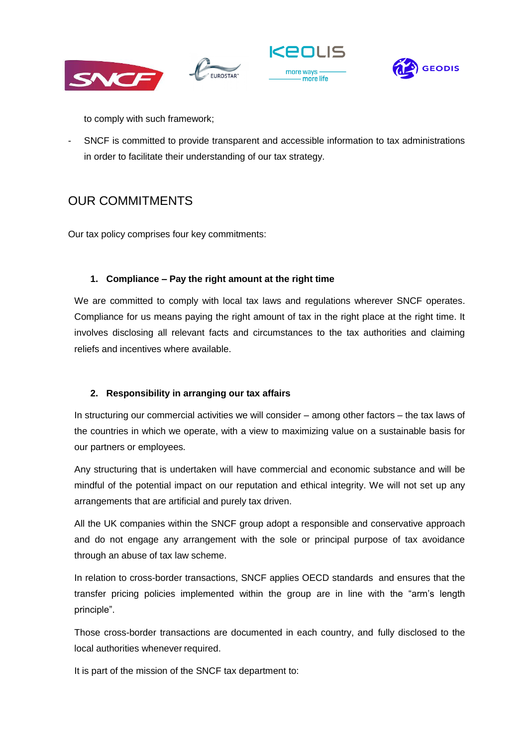to comply with such framework;

- SNCF is committed to provide transparent and accessible information to tax administrations in order to facilitate their understanding of our tax strategy.

## OUR COMMITMENTS

Our tax policy comprises four key commitments:

### 1. Compliance – Pay the right amount at the right time

We are committed to comply with local tax laws and regulations wherever SNCF operates. Compliance for us means paying the right amount of tax in the right place at the right time. It involves disclosing all relevant facts and circumstances to the tax authorities and claiming reliefs and incentives where available.

### 2. Responsibility in arranging our tax affairs

In structuring our commercial activities we will consider – among other factors – the tax laws of the countries in which we operate, with a view to maximizing value on a sustainable basis for our partners or employees.

Any structuring that is undertaken will have commercial and economic substance and will be mindful of the potential impact on our reputation and ethical integrity. We will not set up any arrangements that are artificial and purely tax driven.

All the UK companies within the SNCF group adopt a responsible and conservative approach and do not engage any arrangement with the sole or principal purpose of tax avoidance through an abuse of tax law scheme.

In relation to cross-border transactions, SNCF applies OECD standards and ensures that the transfer pricing policies implemented within the group are in line with the "arm's length principle".

Those cross-border transactions are documented in each country, and fully disclosed to the local authorities whenever required.

It is part of the mission of the SNCF tax department to: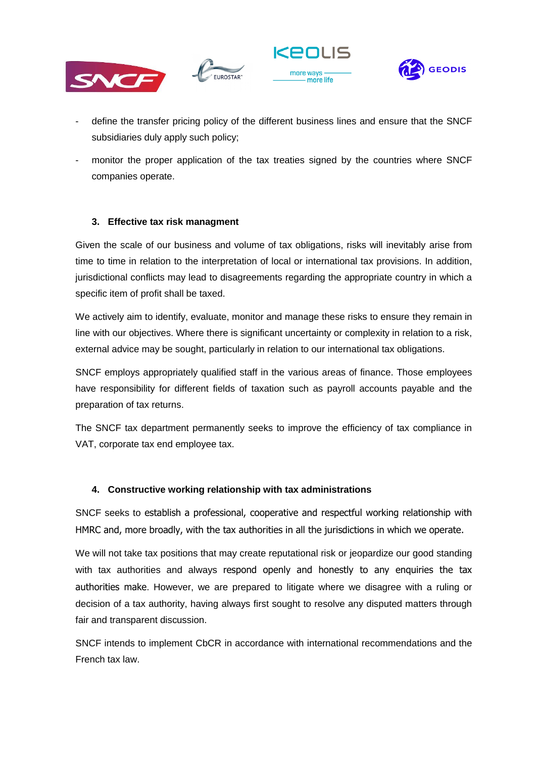- define the transfer pricing policy of the different business lines and ensure that the SNCF subsidiaries duly apply such policy;
- monitor the proper application of the tax treaties signed by the countries where SNCF companies operate.

### 3. Effective tax risk managment

Given the scale of our business and volume of tax obligations, risks will inevitably arise from time to time in relation to the interpretation of local or international tax provisions. In addition, jurisdictional conflicts may lead to disagreements regarding the appropriate country in which a specific item of profit shall be taxed.

We actively aim to identify, evaluate, monitor and manage these risks to ensure they remain in line with our objectives. Where there is significant uncertainty or complexity in relation to a risk, external advice may be sought, particularly in relation to our international tax obligations.

SNCF employs appropriately qualified staff in the various areas of finance. Those employees have responsibility for different fields of taxation such as payroll accounts payable and the preparation of tax returns.

The SNCF tax department permanently seeks to improve the efficiency of tax compliance in VAT, corporate tax end employee tax.

### 4. Constructive working relationship with tax administrations

SNCF seeks to establish a professional, cooperative and respectful working relationship with HMRC and, more broadly, with the tax authorities in all the jurisdictions in which we operate.

We will not take tax positions that may create reputational risk or jeopardize our good standing with tax authorities and always respond openly and honestly to any enquiries the tax authorities make. However, we are prepared to litigate where we disagree with a ruling or decision of a tax authority, having always first sought to resolve any disputed matters through fair and transparent discussion.

SNCF intends to implement CbCR in accordance with international recommendations and the French tax law.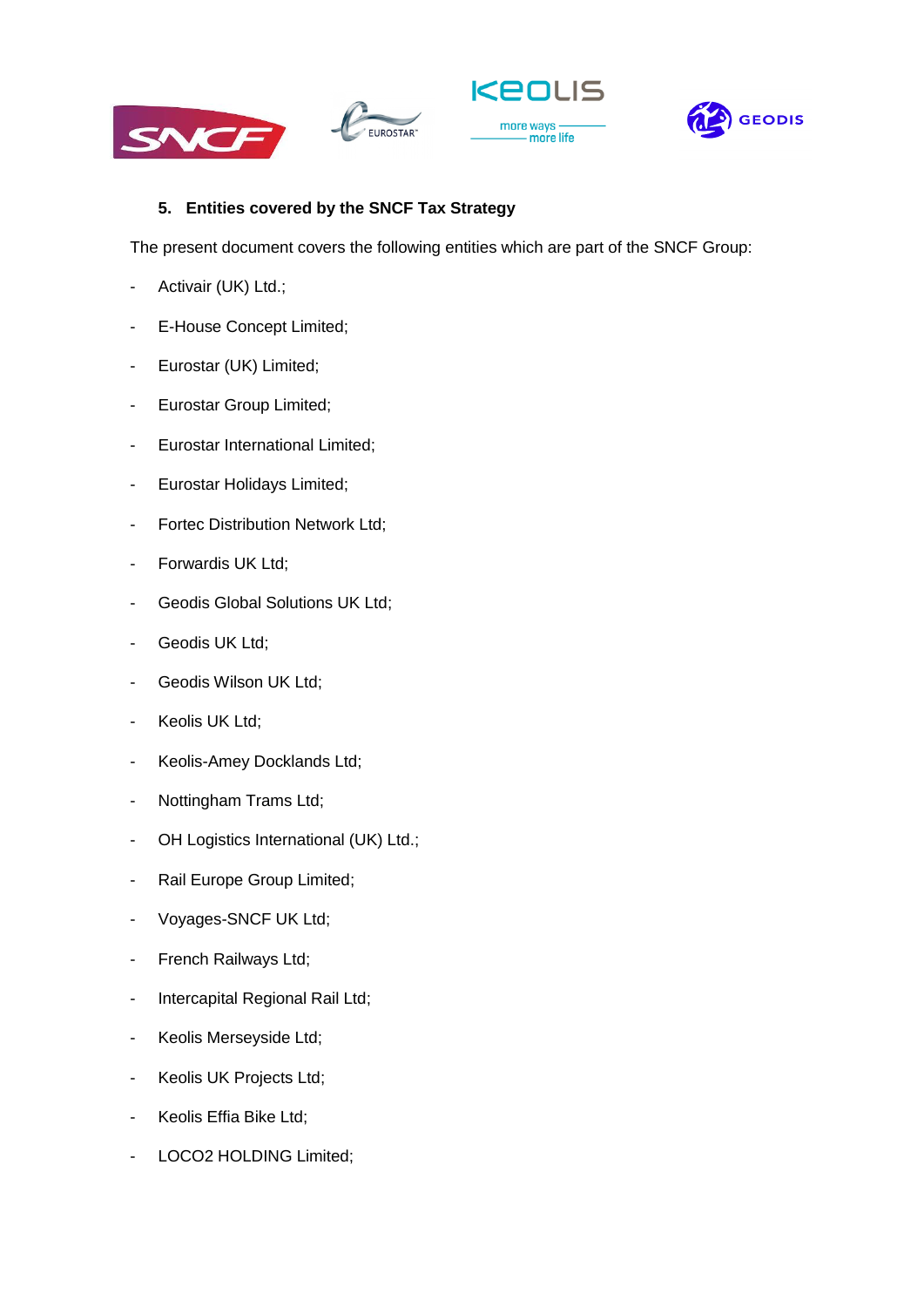### 5. Entities covered by the SNCF Tax Strategy

The present document covers the following entities which are part of the SNCF Group:

- Activair (UK) Ltd.;
- E-House Concept Limited;
- Eurostar (UK) Limited;
- Eurostar Group Limited;
- Eurostar International Limited;
- Eurostar Holidays Limited;
- Fortec Distribution Network Ltd;
- Forwardis UK Ltd;
- Geodis Global Solutions UK Ltd;
- Geodis UK Ltd;
- Geodis Wilson UK Ltd;
- Keolis UK Ltd;
- Keolis-Amey Docklands Ltd;
- Nottingham Trams Ltd;
- OH Logistics International (UK) Ltd.;
- Rail Europe Group Limited;
- Voyages-SNCF UK Ltd;
- French Railways Ltd;
- Intercapital Regional Rail Ltd;
- Keolis Merseyside Ltd;
- Keolis UK Projects Ltd;
- Keolis Effia Bike Ltd;
- LOCO2 HOLDING Limited;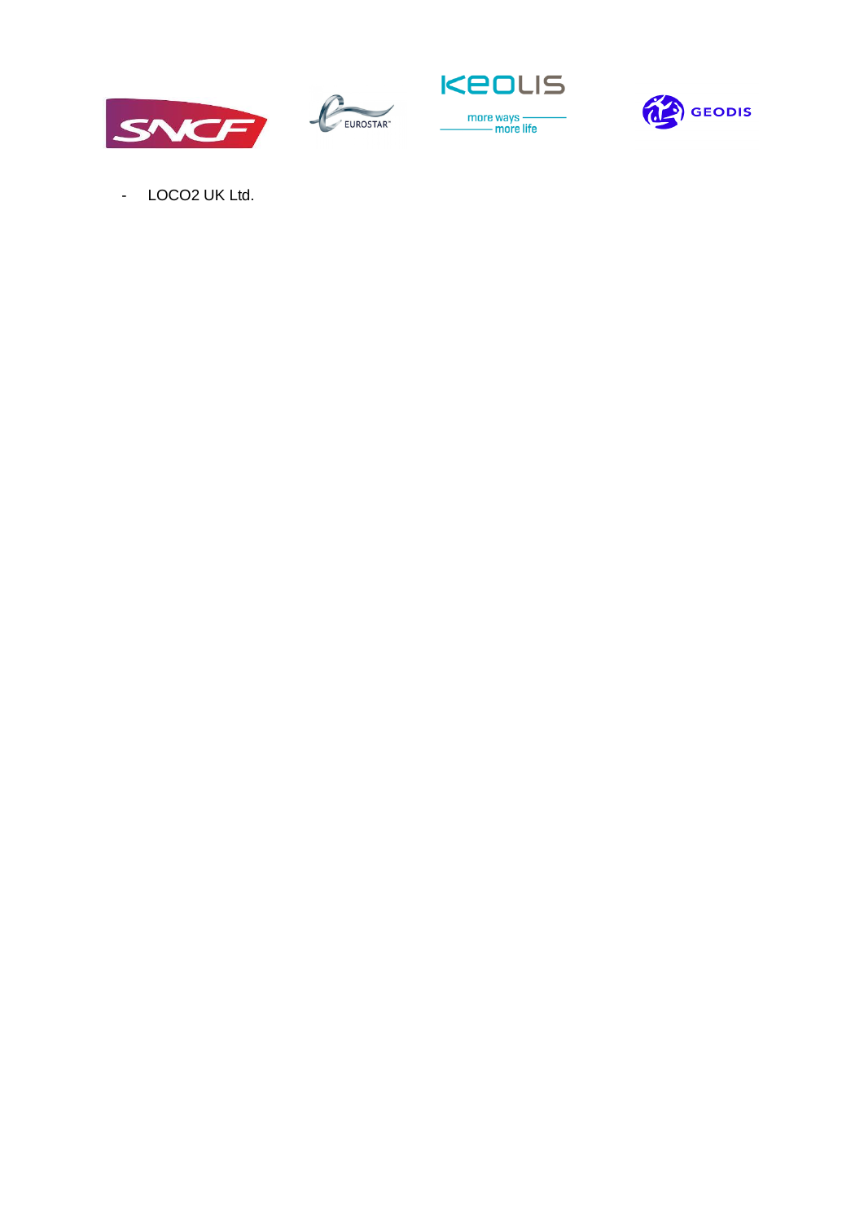- LOCO2 UK Ltd.